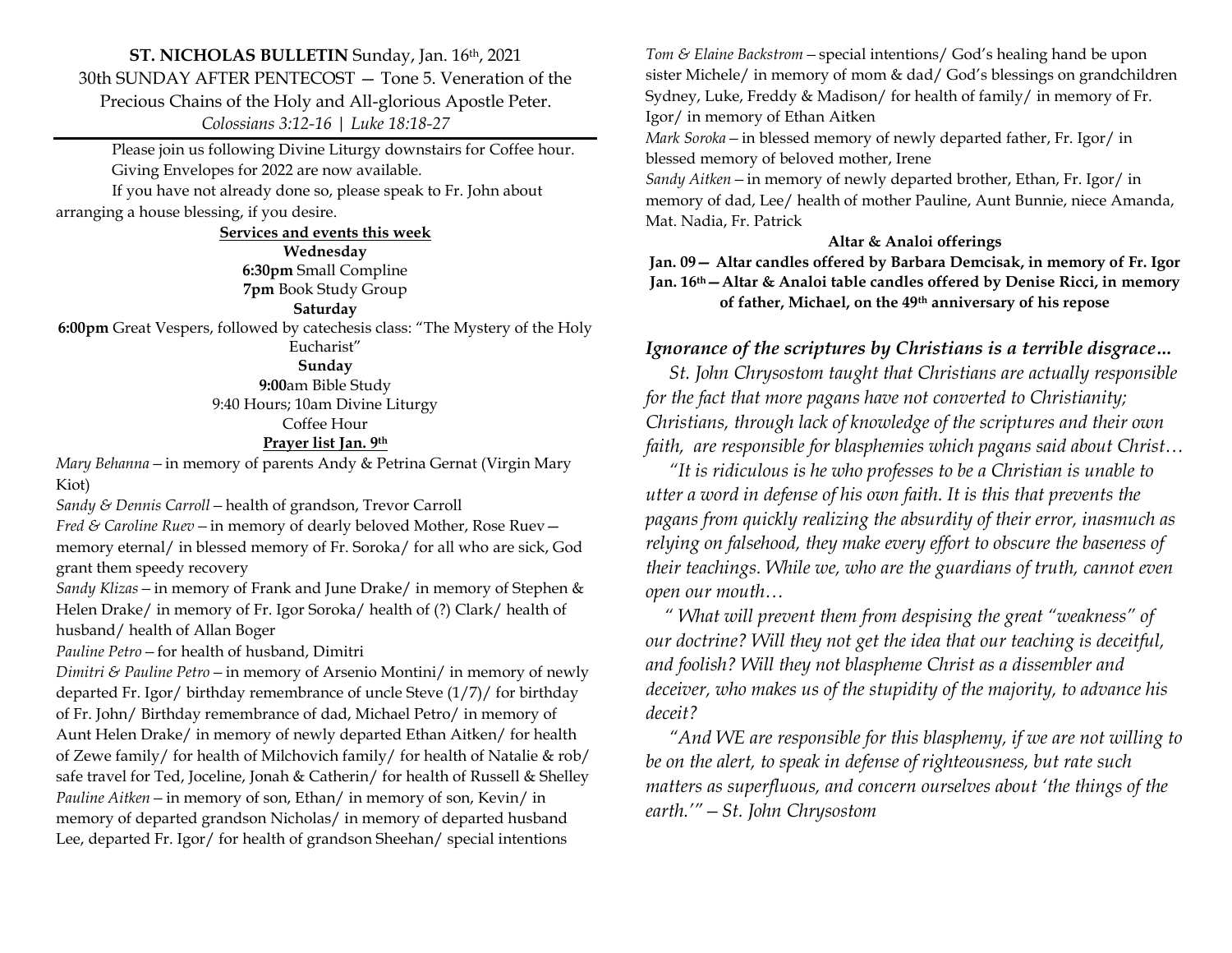**ST. NICHOLAS BULLETIN** Sunday, Jan. 16th, 2021
30th SUNDAY AFTER PENTECOST — Tone 5. Veneration of the Precious Chains of the Holy and All-glorious Apostle Peter.
*Colossians 3:12-16 | Luke 18:18-27*

Please join us following Divine Liturgy downstairs for Coffee hour.

Giving Envelopes for 2022 are now available.

If you have not already done so, please speak to Fr. John about arranging a house blessing, if you desire.

**Services and events this week**

**Wednesday**
**6:30pm** Small Compline
**7pm** Book Study Group

**Saturday**
**6:00pm** Great Vespers, followed by catechesis class: "The Mystery of the Holy Eucharist"

**Sunday**
**9:00**am Bible Study
9:40 Hours; 10am Divine Liturgy
Coffee Hour

**Prayer list Jan. 9th**

*Mary Behanna* – in memory of parents Andy & Petrina Gernat (Virgin Mary Kiot)

*Sandy & Dennis Carroll* – health of grandson, Trevor Carroll

*Fred & Caroline Ruev* – in memory of dearly beloved Mother, Rose Ruev — memory eternal/ in blessed memory of Fr. Soroka/ for all who are sick, God grant them speedy recovery

*Sandy Klizas* – in memory of Frank and June Drake/ in memory of Stephen & Helen Drake/ in memory of Fr. Igor Soroka/ health of (?) Clark/ health of husband/ health of Allan Boger

*Pauline Petro* – for health of husband, Dimitri

*Dimitri & Pauline Petro* – in memory of Arsenio Montini/ in memory of newly departed Fr. Igor/ birthday remembrance of uncle Steve (1/7)/ for birthday of Fr. John/ Birthday remembrance of dad, Michael Petro/ in memory of Aunt Helen Drake/ in memory of newly departed Ethan Aitken/ for health of Zewe family/ for health of Milchovich family/ for health of Natalie & rob/ safe travel for Ted, Joceline, Jonah & Catherin/ for health of Russell & Shelley

*Pauline Aitken* – in memory of son, Ethan/ in memory of son, Kevin/ in memory of departed grandson Nicholas/ in memory of departed husband Lee, departed Fr. Igor/ for health of grandson Sheehan/ special intentions

*Tom & Elaine Backstrom* – special intentions/ God's healing hand be upon sister Michele/ in memory of mom & dad/ God's blessings on grandchildren Sydney, Luke, Freddy & Madison/ for health of family/ in memory of Fr. Igor/ in memory of Ethan Aitken

*Mark Soroka* – in blessed memory of newly departed father, Fr. Igor/ in blessed memory of beloved mother, Irene

*Sandy Aitken* – in memory of newly departed brother, Ethan, Fr. Igor/ in memory of dad, Lee/ health of mother Pauline, Aunt Bunnie, niece Amanda, Mat. Nadia, Fr. Patrick

**Altar & Analoi offerings**

**Jan. 09— Altar candles offered by Barbara Demcisak, in memory of Fr. Igor**
**Jan. 16th—Altar & Analoi table candles offered by Denise Ricci, in memory of father, Michael, on the 49th anniversary of his repose**

## *Ignorance of the scriptures by Christians is a terrible disgrace…*

*St. John Chrysostom taught that Christians are actually responsible for the fact that more pagans have not converted to Christianity; Christians, through lack of knowledge of the scriptures and their own faith, are responsible for blasphemies which pagans said about Christ…*

*"It is ridiculous is he who professes to be a Christian is unable to utter a word in defense of his own faith. It is this that prevents the pagans from quickly realizing the absurdity of their error, inasmuch as relying on falsehood, they make every effort to obscure the baseness of their teachings. While we, who are the guardians of truth, cannot even open our mouth…*

*" What will prevent them from despising the great "weakness" of our doctrine? Will they not get the idea that our teaching is deceitful, and foolish? Will they not blaspheme Christ as a dissembler and deceiver, who makes us of the stupidity of the majority, to advance his deceit?*

*"And WE are responsible for this blasphemy, if we are not willing to be on the alert, to speak in defense of righteousness, but rate such matters as superfluous, and concern ourselves about 'the things of the earth.'" – St. John Chrysostom*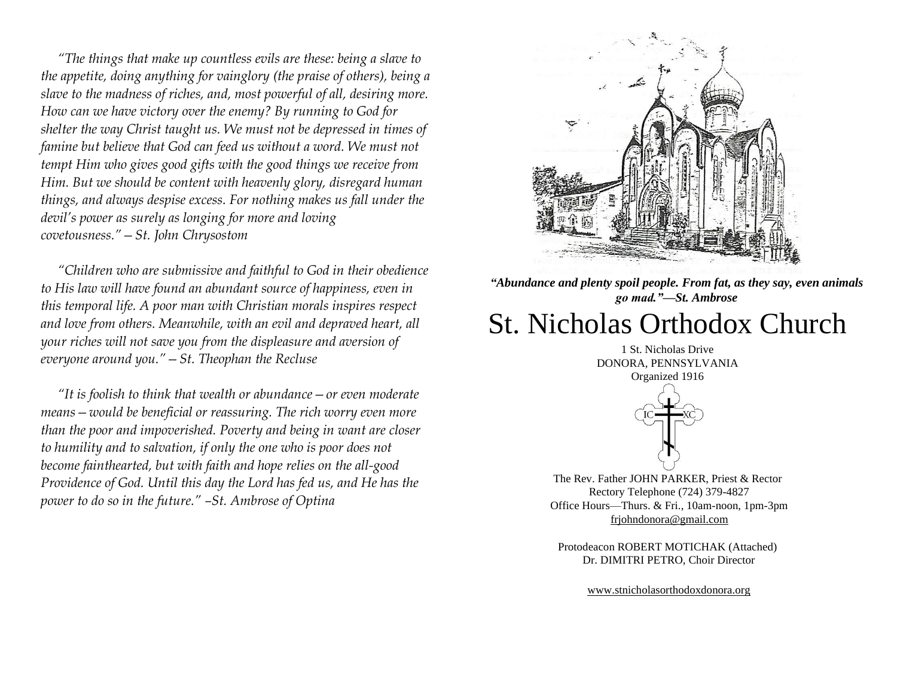*"The things that make up countless evils are these: being a slave to the appetite, doing anything for vainglory (the praise of others), being a slave to the madness of riches, and, most powerful of all, desiring more. How can we have victory over the enemy? By running to God for shelter the way Christ taught us. We must not be depressed in times of famine but believe that God can feed us without a word. We must not tempt Him who gives good gifts with the good things we receive from Him. But we should be content with heavenly glory, disregard human things, and always despise excess. For nothing makes us fall under the devil's power as surely as longing for more and loving covetousness." – St. John Chrysostom*

*"Children who are submissive and faithful to God in their obedience to His law will have found an abundant source of happiness, even in this temporal life. A poor man with Christian morals inspires respect and love from others. Meanwhile, with an evil and depraved heart, all your riches will not save you from the displeasure and aversion of everyone around you." – St. Theophan the Recluse*

*"It is foolish to think that wealth or abundance – or even moderate means – would be beneficial or reassuring. The rich worry even more than the poor and impoverished. Poverty and being in want are closer to humility and to salvation, if only the one who is poor does not become fainthearted, but with faith and hope relies on the all-good Providence of God. Until this day the Lord has fed us, and He has the power to do so in the future." –St. Ambrose of Optina*

***"Abundance and plenty spoil people. From fat, as they say, even animals go mad."—St. Ambrose***

# St. Nicholas Orthodox Church

1 St. Nicholas Drive
DONORA, PENNSYLVANIA
Organized 1916

IC XC

The Rev. Father JOHN PARKER, Priest & Rector
Rectory Telephone (724) 379-4827
Office Hours—Thurs. & Fri., 10am-noon, 1pm-3pm
frjohndonora@gmail.com

Protodeacon ROBERT MOTICHAK (Attached)
Dr. DIMITRI PETRO, Choir Director

www.stnicholasorthodoxdonora.org